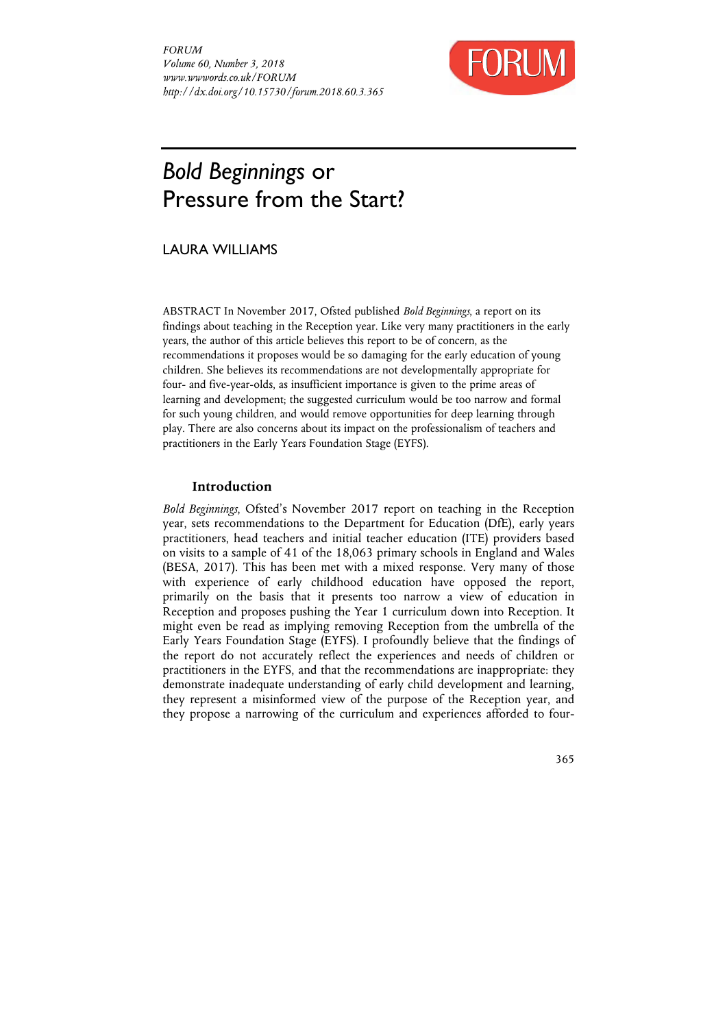# *Bold Beginnings* or Pressure from the Start?

LAURA WILLIAMS

ABSTRACT In November 2017, Ofsted published *Bold Beginnings*, a report on its findings about teaching in the Reception year. Like very many practitioners in the early years, the author of this article believes this report to be of concern, as the recommendations it proposes would be so damaging for the early education of young children. She believes its recommendations are not developmentally appropriate for four- and five-year-olds, as insufficient importance is given to the prime areas of learning and development; the suggested curriculum would be too narrow and formal for such young children, and would remove opportunities for deep learning through play. There are also concerns about its impact on the professionalism of teachers and practitioners in the Early Years Foundation Stage (EYFS).

## Introduction

*Bold Beginnings*, Ofsted's November 2017 report on teaching in the Reception year, sets recommendations to the Department for Education (DfE), early years practitioners, head teachers and initial teacher education (ITE) providers based on visits to a sample of 41 of the 18,063 primary schools in England and Wales (BESA, 2017). This has been met with a mixed response. Very many of those with experience of early childhood education have opposed the report, primarily on the basis that it presents too narrow a view of education in Reception and proposes pushing the Year 1 curriculum down into Reception. It might even be read as implying removing Reception from the umbrella of the Early Years Foundation Stage (EYFS). I profoundly believe that the findings of the report do not accurately reflect the experiences and needs of children or practitioners in the EYFS, and that the recommendations are inappropriate: they demonstrate inadequate understanding of early child development and learning, they represent a misinformed view of the purpose of the Reception year, and they propose a narrowing of the curriculum and experiences afforded to four-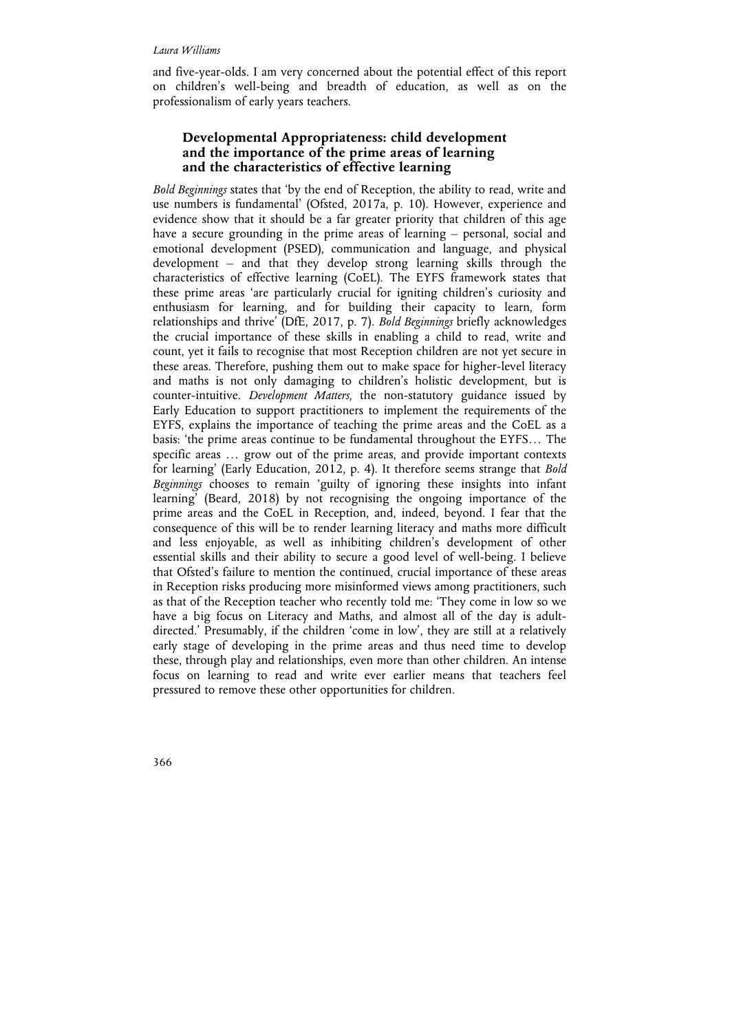and five-year-olds. I am very concerned about the potential effect of this report on children's well-being and breadth of education, as well as on the professionalism of early years teachers.

## Developmental Appropriateness: child development and the importance of the prime areas of learning and the characteristics of effective learning

*Bold Beginnings* states that 'by the end of Reception, the ability to read, write and use numbers is fundamental' (Ofsted, 2017a, p. 10). However, experience and evidence show that it should be a far greater priority that children of this age have a secure grounding in the prime areas of learning – personal, social and emotional development (PSED), communication and language, and physical development – and that they develop strong learning skills through the characteristics of effective learning (CoEL). The EYFS framework states that these prime areas 'are particularly crucial for igniting children's curiosity and enthusiasm for learning, and for building their capacity to learn, form relationships and thrive' (DfE, 2017, p. 7). *Bold Beginnings* briefly acknowledges the crucial importance of these skills in enabling a child to read, write and count, yet it fails to recognise that most Reception children are not yet secure in these areas. Therefore, pushing them out to make space for higher-level literacy and maths is not only damaging to children's holistic development, but is counter-intuitive. *Development Matters*, the non-statutory guidance issued by Early Education to support practitioners to implement the requirements of the EYFS, explains the importance of teaching the prime areas and the CoEL as a basis: 'the prime areas continue to be fundamental throughout the EYFS… The specific areas … grow out of the prime areas, and provide important contexts for learning' (Early Education, 2012, p. 4). It therefore seems strange that *Bold Beginnings* chooses to remain 'guilty of ignoring these insights into infant learning' (Beard, 2018) by not recognising the ongoing importance of the prime areas and the CoEL in Reception, and, indeed, beyond. I fear that the consequence of this will be to render learning literacy and maths more difficult and less enjoyable, as well as inhibiting children's development of other essential skills and their ability to secure a good level of well-being. I believe that Ofsted's failure to mention the continued, crucial importance of these areas in Reception risks producing more misinformed views among practitioners, such as that of the Reception teacher who recently told me: 'They come in low so we have a big focus on Literacy and Maths, and almost all of the day is adult-directed.' Presumably, if the children 'come in low', they are still at a relatively early stage of developing in the prime areas and thus need time to develop these, through play and relationships, even more than other children. An intense focus on learning to read and write ever earlier means that teachers feel pressured to remove these other opportunities for children.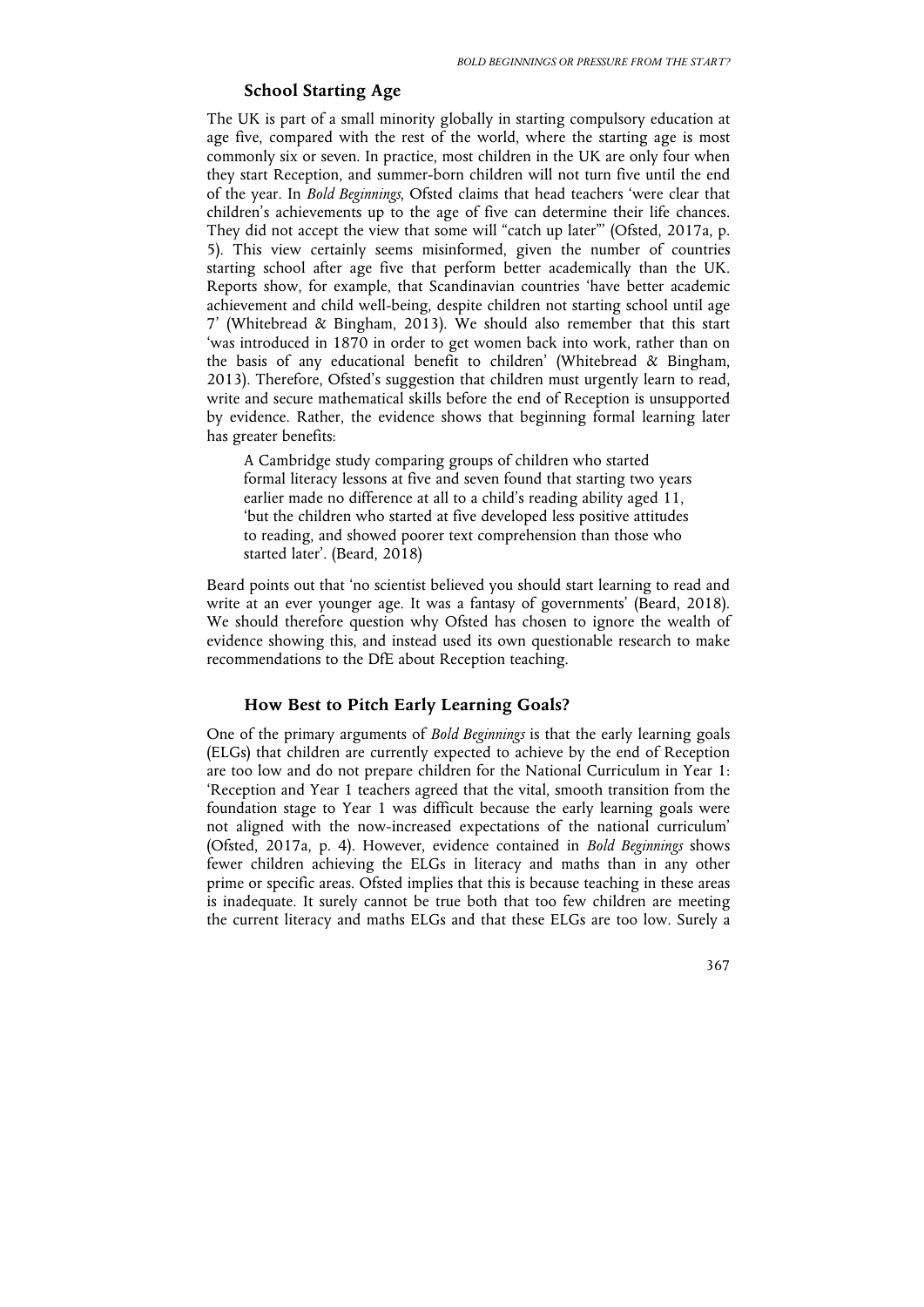### School Starting Age

The UK is part of a small minority globally in starting compulsory education at age five, compared with the rest of the world, where the starting age is most commonly six or seven. In practice, most children in the UK are only four when they start Reception, and summer-born children will not turn five until the end of the year. In *Bold Beginnings*, Ofsted claims that head teachers 'were clear that children's achievements up to the age of five can determine their life chances. They did not accept the view that some will "catch up later"' (Ofsted, 2017a, p. 5). This view certainly seems misinformed, given the number of countries starting school after age five that perform better academically than the UK. Reports show, for example, that Scandinavian countries 'have better academic achievement and child well-being, despite children not starting school until age 7' (Whitebread & Bingham, 2013). We should also remember that this start 'was introduced in 1870 in order to get women back into work, rather than on the basis of any educational benefit to children' (Whitebread & Bingham, 2013). Therefore, Ofsted's suggestion that children must urgently learn to read, write and secure mathematical skills before the end of Reception is unsupported by evidence. Rather, the evidence shows that beginning formal learning later has greater benefits:

> A Cambridge study comparing groups of children who started formal literacy lessons at five and seven found that starting two years earlier made no difference at all to a child's reading ability aged 11, 'but the children who started at five developed less positive attitudes to reading, and showed poorer text comprehension than those who started later'. (Beard, 2018)

Beard points out that 'no scientist believed you should start learning to read and write at an ever younger age. It was a fantasy of governments' (Beard, 2018). We should therefore question why Ofsted has chosen to ignore the wealth of evidence showing this, and instead used its own questionable research to make recommendations to the DfE about Reception teaching.

### How Best to Pitch Early Learning Goals?

One of the primary arguments of *Bold Beginnings* is that the early learning goals (ELGs) that children are currently expected to achieve by the end of Reception are too low and do not prepare children for the National Curriculum in Year 1: 'Reception and Year 1 teachers agreed that the vital, smooth transition from the foundation stage to Year 1 was difficult because the early learning goals were not aligned with the now-increased expectations of the national curriculum' (Ofsted, 2017a, p. 4). However, evidence contained in *Bold Beginnings* shows fewer children achieving the ELGs in literacy and maths than in any other prime or specific areas. Ofsted implies that this is because teaching in these areas is inadequate. It surely cannot be true both that too few children are meeting the current literacy and maths ELGs and that these ELGs are too low. Surely a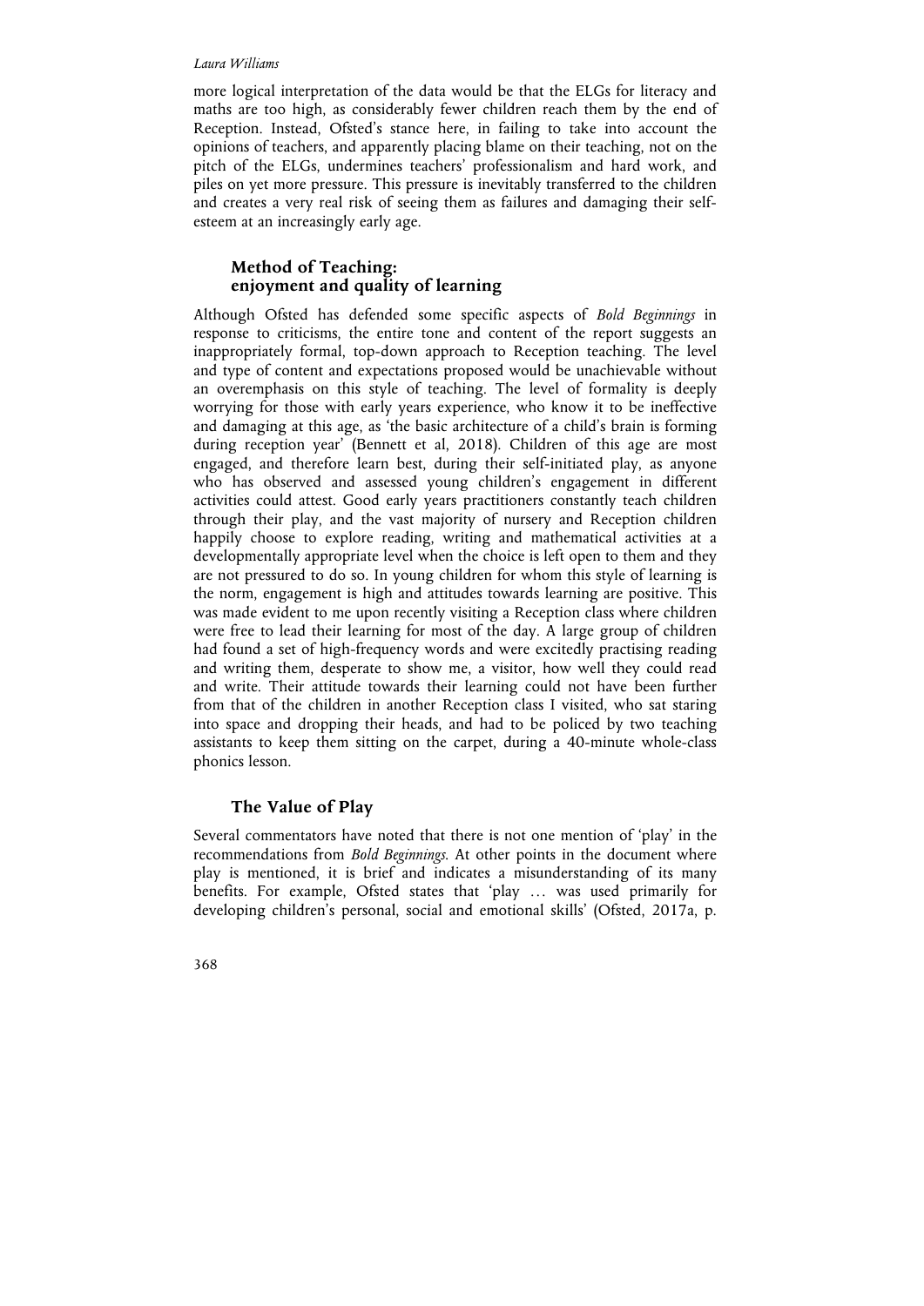more logical interpretation of the data would be that the ELGs for literacy and maths are too high, as considerably fewer children reach them by the end of Reception. Instead, Ofsted's stance here, in failing to take into account the opinions of teachers, and apparently placing blame on their teaching, not on the pitch of the ELGs, undermines teachers' professionalism and hard work, and piles on yet more pressure. This pressure is inevitably transferred to the children and creates a very real risk of seeing them as failures and damaging their self-esteem at an increasingly early age.

## Method of Teaching: enjoyment and quality of learning

Although Ofsted has defended some specific aspects of *Bold Beginnings* in response to criticisms, the entire tone and content of the report suggests an inappropriately formal, top-down approach to Reception teaching. The level and type of content and expectations proposed would be unachievable without an overemphasis on this style of teaching. The level of formality is deeply worrying for those with early years experience, who know it to be ineffective and damaging at this age, as 'the basic architecture of a child's brain is forming during reception year' (Bennett et al, 2018). Children of this age are most engaged, and therefore learn best, during their self-initiated play, as anyone who has observed and assessed young children's engagement in different activities could attest. Good early years practitioners constantly teach children through their play, and the vast majority of nursery and Reception children happily choose to explore reading, writing and mathematical activities at a developmentally appropriate level when the choice is left open to them and they are not pressured to do so. In young children for whom this style of learning is the norm, engagement is high and attitudes towards learning are positive. This was made evident to me upon recently visiting a Reception class where children were free to lead their learning for most of the day. A large group of children had found a set of high-frequency words and were excitedly practising reading and writing them, desperate to show me, a visitor, how well they could read and write. Their attitude towards their learning could not have been further from that of the children in another Reception class I visited, who sat staring into space and dropping their heads, and had to be policed by two teaching assistants to keep them sitting on the carpet, during a 40-minute whole-class phonics lesson.

## The Value of Play

Several commentators have noted that there is not one mention of 'play' in the recommendations from *Bold Beginnings*. At other points in the document where play is mentioned, it is brief and indicates a misunderstanding of its many benefits. For example, Ofsted states that 'play … was used primarily for developing children's personal, social and emotional skills' (Ofsted, 2017a, p.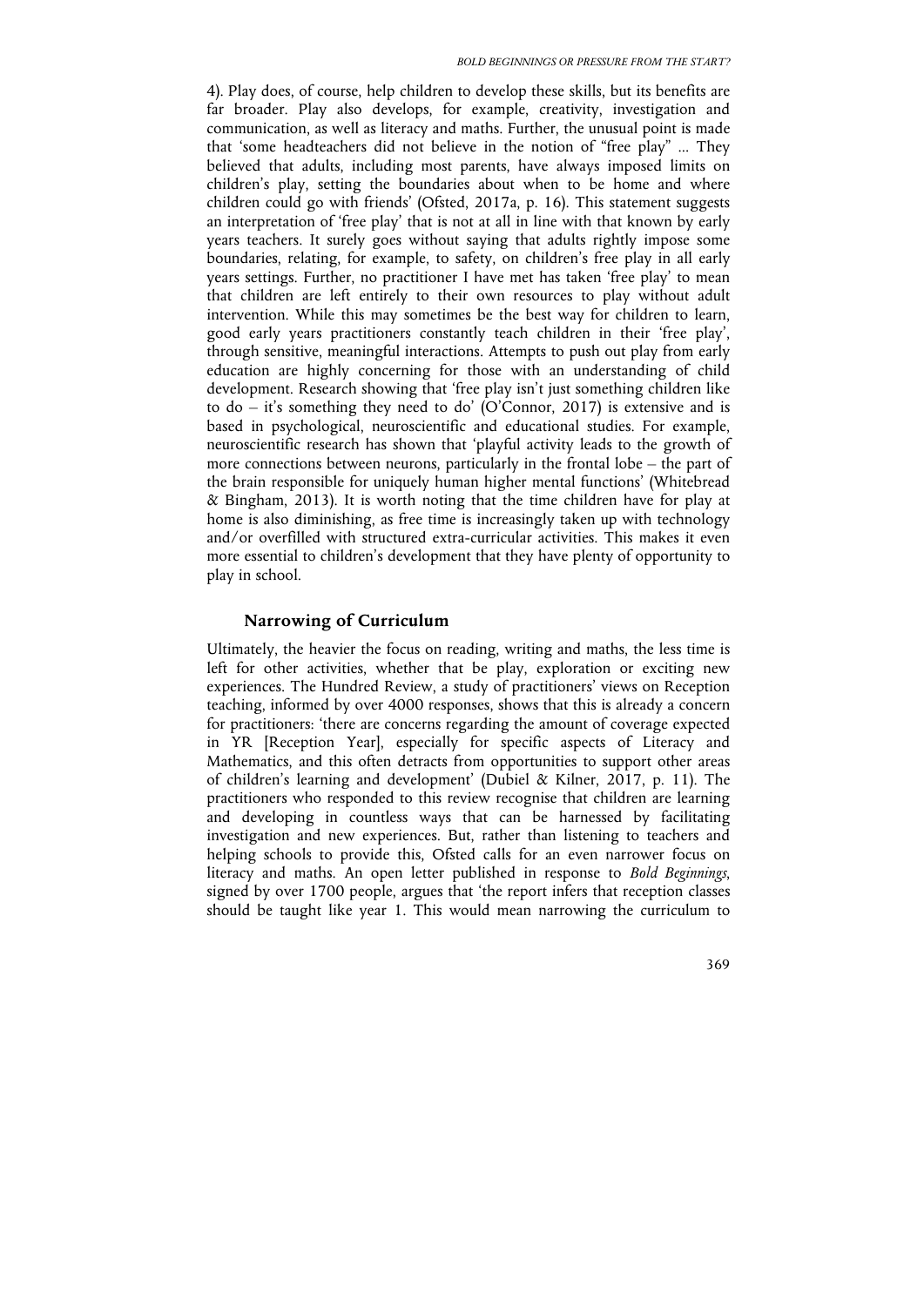4). Play does, of course, help children to develop these skills, but its benefits are far broader. Play also develops, for example, creativity, investigation and communication, as well as literacy and maths. Further, the unusual point is made that 'some headteachers did not believe in the notion of "free play" ... They believed that adults, including most parents, have always imposed limits on children's play, setting the boundaries about when to be home and where children could go with friends' (Ofsted, 2017a, p. 16). This statement suggests an interpretation of 'free play' that is not at all in line with that known by early years teachers. It surely goes without saying that adults rightly impose some boundaries, relating, for example, to safety, on children's free play in all early years settings. Further, no practitioner I have met has taken 'free play' to mean that children are left entirely to their own resources to play without adult intervention. While this may sometimes be the best way for children to learn, good early years practitioners constantly teach children in their 'free play', through sensitive, meaningful interactions. Attempts to push out play from early education are highly concerning for those with an understanding of child development. Research showing that 'free play isn't just something children like to do – it's something they need to do' (O'Connor, 2017) is extensive and is based in psychological, neuroscientific and educational studies. For example, neuroscientific research has shown that 'playful activity leads to the growth of more connections between neurons, particularly in the frontal lobe – the part of the brain responsible for uniquely human higher mental functions' (Whitebread & Bingham, 2013). It is worth noting that the time children have for play at home is also diminishing, as free time is increasingly taken up with technology and/or overfilled with structured extra-curricular activities. This makes it even more essential to children's development that they have plenty of opportunity to play in school.

## Narrowing of Curriculum

Ultimately, the heavier the focus on reading, writing and maths, the less time is left for other activities, whether that be play, exploration or exciting new experiences. The Hundred Review, a study of practitioners' views on Reception teaching, informed by over 4000 responses, shows that this is already a concern for practitioners: 'there are concerns regarding the amount of coverage expected in YR [Reception Year], especially for specific aspects of Literacy and Mathematics, and this often detracts from opportunities to support other areas of children's learning and development' (Dubiel & Kilner, 2017, p. 11). The practitioners who responded to this review recognise that children are learning and developing in countless ways that can be harnessed by facilitating investigation and new experiences. But, rather than listening to teachers and helping schools to provide this, Ofsted calls for an even narrower focus on literacy and maths. An open letter published in response to *Bold Beginnings*, signed by over 1700 people, argues that 'the report infers that reception classes should be taught like year 1. This would mean narrowing the curriculum to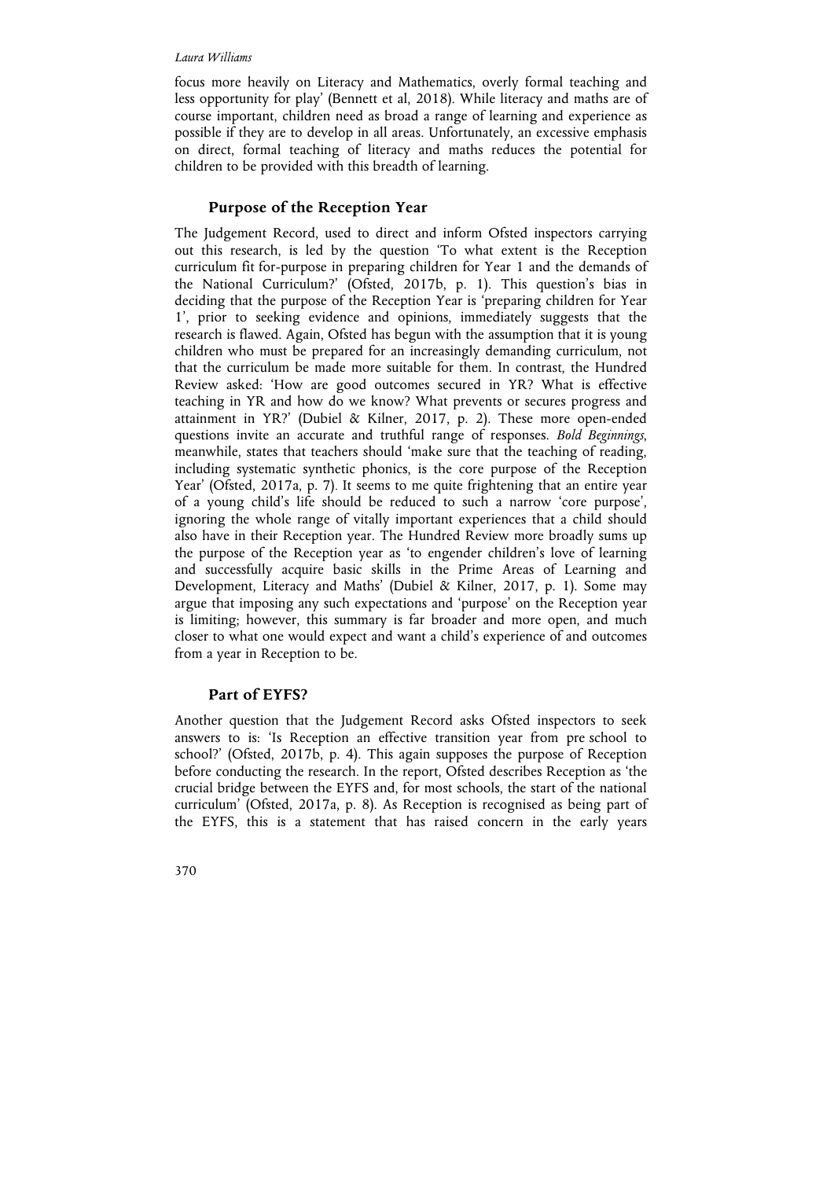focus more heavily on Literacy and Mathematics, overly formal teaching and less opportunity for play' (Bennett et al, 2018). While literacy and maths are of course important, children need as broad a range of learning and experience as possible if they are to develop in all areas. Unfortunately, an excessive emphasis on direct, formal teaching of literacy and maths reduces the potential for children to be provided with this breadth of learning.

## Purpose of the Reception Year

The Judgement Record, used to direct and inform Ofsted inspectors carrying out this research, is led by the question 'To what extent is the Reception curriculum fit for-purpose in preparing children for Year 1 and the demands of the National Curriculum?' (Ofsted, 2017b, p. 1). This question's bias in deciding that the purpose of the Reception Year is 'preparing children for Year 1', prior to seeking evidence and opinions, immediately suggests that the research is flawed. Again, Ofsted has begun with the assumption that it is young children who must be prepared for an increasingly demanding curriculum, not that the curriculum be made more suitable for them. In contrast, the Hundred Review asked: 'How are good outcomes secured in YR? What is effective teaching in YR and how do we know? What prevents or secures progress and attainment in YR?' (Dubiel & Kilner, 2017, p. 2). These more open-ended questions invite an accurate and truthful range of responses. *Bold Beginnings*, meanwhile, states that teachers should 'make sure that the teaching of reading, including systematic synthetic phonics, is the core purpose of the Reception Year' (Ofsted, 2017a, p. 7). It seems to me quite frightening that an entire year of a young child's life should be reduced to such a narrow 'core purpose', ignoring the whole range of vitally important experiences that a child should also have in their Reception year. The Hundred Review more broadly sums up the purpose of the Reception year as 'to engender children's love of learning and successfully acquire basic skills in the Prime Areas of Learning and Development, Literacy and Maths' (Dubiel & Kilner, 2017, p. 1). Some may argue that imposing any such expectations and 'purpose' on the Reception year is limiting; however, this summary is far broader and more open, and much closer to what one would expect and want a child's experience of and outcomes from a year in Reception to be.

## Part of EYFS?

Another question that the Judgement Record asks Ofsted inspectors to seek answers to is: 'Is Reception an effective transition year from pre school to school?' (Ofsted, 2017b, p. 4). This again supposes the purpose of Reception before conducting the research. In the report, Ofsted describes Reception as 'the crucial bridge between the EYFS and, for most schools, the start of the national curriculum' (Ofsted, 2017a, p. 8). As Reception is recognised as being part of the EYFS, this is a statement that has raised concern in the early years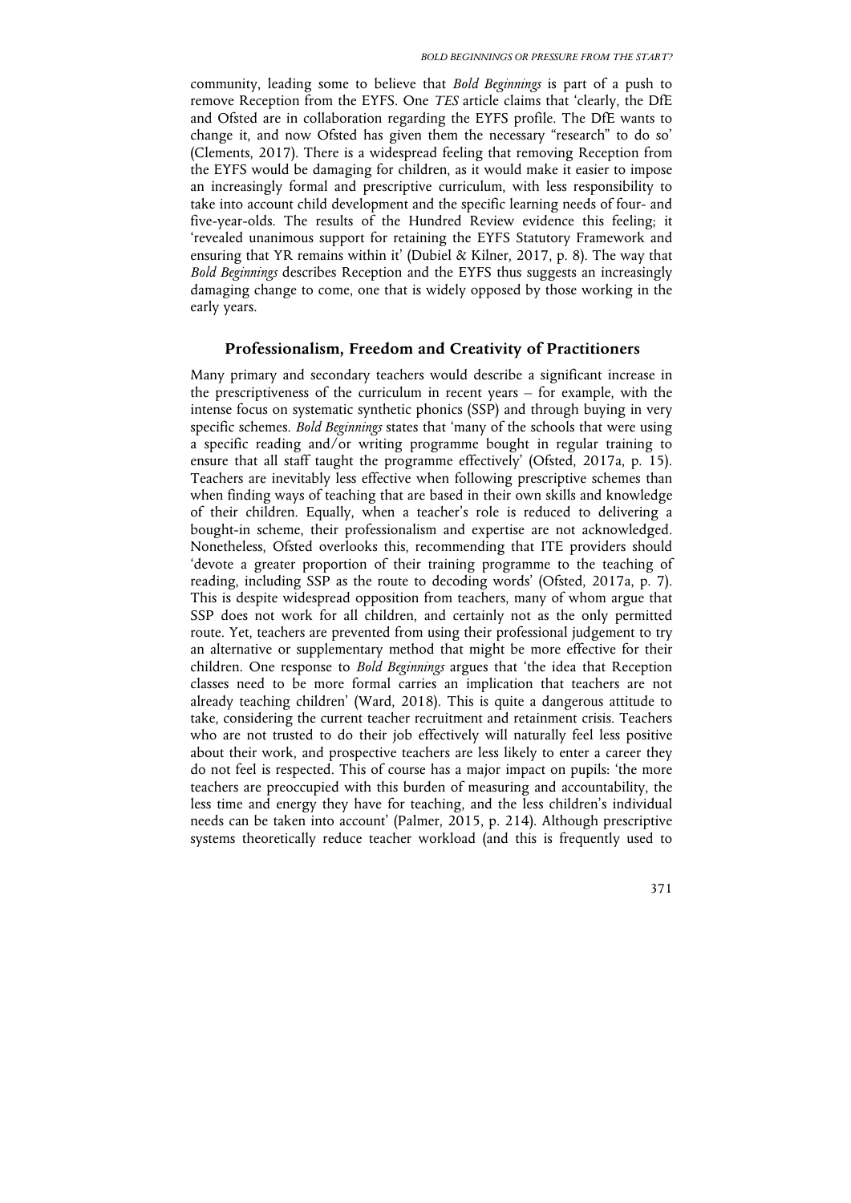community, leading some to believe that *Bold Beginnings* is part of a push to remove Reception from the EYFS. One *TES* article claims that 'clearly, the DfE and Ofsted are in collaboration regarding the EYFS profile. The DfE wants to change it, and now Ofsted has given them the necessary "research" to do so' (Clements, 2017). There is a widespread feeling that removing Reception from the EYFS would be damaging for children, as it would make it easier to impose an increasingly formal and prescriptive curriculum, with less responsibility to take into account child development and the specific learning needs of four- and five-year-olds. The results of the Hundred Review evidence this feeling; it 'revealed unanimous support for retaining the EYFS Statutory Framework and ensuring that YR remains within it' (Dubiel & Kilner, 2017, p. 8). The way that *Bold Beginnings* describes Reception and the EYFS thus suggests an increasingly damaging change to come, one that is widely opposed by those working in the early years.

## Professionalism, Freedom and Creativity of Practitioners

Many primary and secondary teachers would describe a significant increase in the prescriptiveness of the curriculum in recent years – for example, with the intense focus on systematic synthetic phonics (SSP) and through buying in very specific schemes. *Bold Beginnings* states that 'many of the schools that were using a specific reading and/or writing programme bought in regular training to ensure that all staff taught the programme effectively' (Ofsted, 2017a, p. 15). Teachers are inevitably less effective when following prescriptive schemes than when finding ways of teaching that are based in their own skills and knowledge of their children. Equally, when a teacher's role is reduced to delivering a bought-in scheme, their professionalism and expertise are not acknowledged. Nonetheless, Ofsted overlooks this, recommending that ITE providers should 'devote a greater proportion of their training programme to the teaching of reading, including SSP as the route to decoding words' (Ofsted, 2017a, p. 7). This is despite widespread opposition from teachers, many of whom argue that SSP does not work for all children, and certainly not as the only permitted route. Yet, teachers are prevented from using their professional judgement to try an alternative or supplementary method that might be more effective for their children. One response to *Bold Beginnings* argues that 'the idea that Reception classes need to be more formal carries an implication that teachers are not already teaching children' (Ward, 2018). This is quite a dangerous attitude to take, considering the current teacher recruitment and retainment crisis. Teachers who are not trusted to do their job effectively will naturally feel less positive about their work, and prospective teachers are less likely to enter a career they do not feel is respected. This of course has a major impact on pupils: 'the more teachers are preoccupied with this burden of measuring and accountability, the less time and energy they have for teaching, and the less children's individual needs can be taken into account' (Palmer, 2015, p. 214). Although prescriptive systems theoretically reduce teacher workload (and this is frequently used to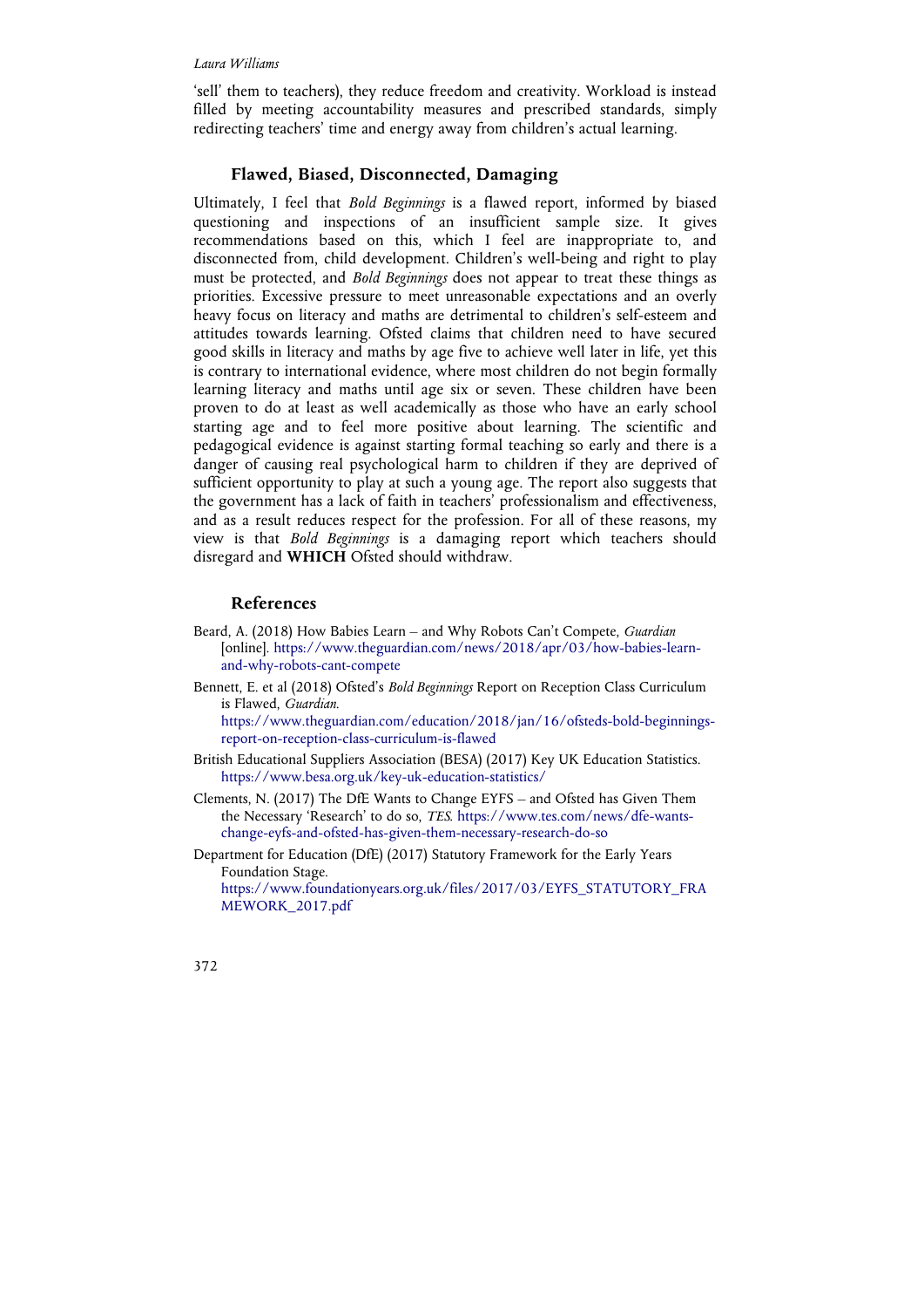'sell' them to teachers), they reduce freedom and creativity. Workload is instead filled by meeting accountability measures and prescribed standards, simply redirecting teachers' time and energy away from children's actual learning.

## Flawed, Biased, Disconnected, Damaging

Ultimately, I feel that *Bold Beginnings* is a flawed report, informed by biased questioning and inspections of an insufficient sample size. It gives recommendations based on this, which I feel are inappropriate to, and disconnected from, child development. Children's well-being and right to play must be protected, and *Bold Beginnings* does not appear to treat these things as priorities. Excessive pressure to meet unreasonable expectations and an overly heavy focus on literacy and maths are detrimental to children's self-esteem and attitudes towards learning. Ofsted claims that children need to have secured good skills in literacy and maths by age five to achieve well later in life, yet this is contrary to international evidence, where most children do not begin formally learning literacy and maths until age six or seven. These children have been proven to do at least as well academically as those who have an early school starting age and to feel more positive about learning. The scientific and pedagogical evidence is against starting formal teaching so early and there is a danger of causing real psychological harm to children if they are deprived of sufficient opportunity to play at such a young age. The report also suggests that the government has a lack of faith in teachers' professionalism and effectiveness, and as a result reduces respect for the profession. For all of these reasons, my view is that *Bold Beginnings* is a damaging report which teachers should disregard and **WHICH** Ofsted should withdraw.

## References

Beard, A. (2018) How Babies Learn – and Why Robots Can't Compete, *Guardian* [online]. https://www.theguardian.com/news/2018/apr/03/how-babies-learn-and-why-robots-cant-compete

Bennett, E. et al (2018) Ofsted's *Bold Beginnings* Report on Reception Class Curriculum is Flawed, *Guardian*. https://www.theguardian.com/education/2018/jan/16/ofsteds-bold-beginnings-report-on-reception-class-curriculum-is-flawed

British Educational Suppliers Association (BESA) (2017) Key UK Education Statistics. https://www.besa.org.uk/key-uk-education-statistics/

Clements, N. (2017) The DfE Wants to Change EYFS – and Ofsted has Given Them the Necessary 'Research' to do so, *TES*. https://www.tes.com/news/dfe-wants-change-eyfs-and-ofsted-has-given-them-necessary-research-do-so

Department for Education (DfE) (2017) Statutory Framework for the Early Years Foundation Stage. https://www.foundationyears.org.uk/files/2017/03/EYFS_STATUTORY_FRAMEWORK_2017.pdf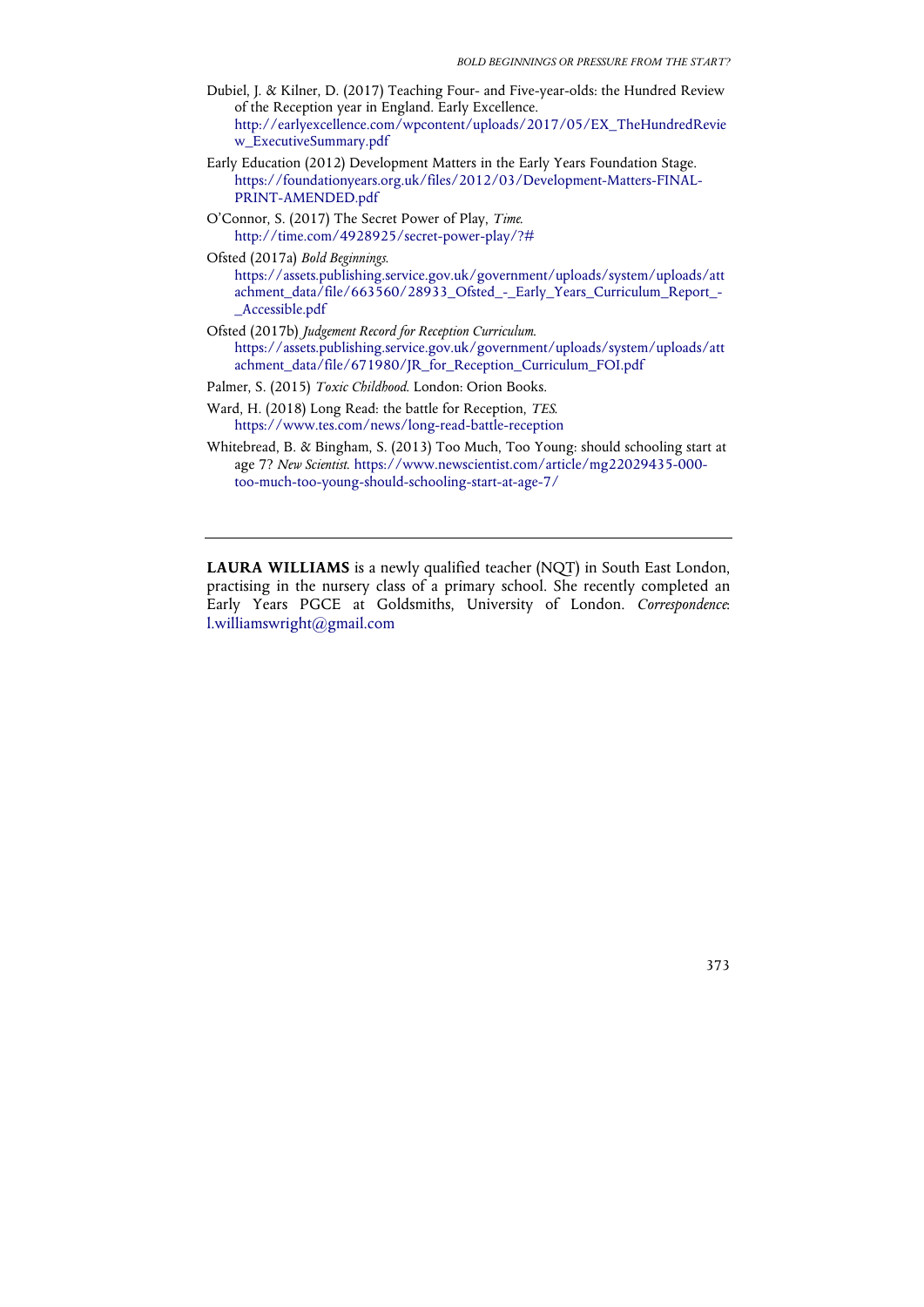Dubiel, J. & Kilner, D. (2017) Teaching Four- and Five-year-olds: the Hundred Review of the Reception year in England. Early Excellence. http://earlyexcellence.com/wpcontent/uploads/2017/05/EX_TheHundredReview_ExecutiveSummary.pdf

Early Education (2012) Development Matters in the Early Years Foundation Stage. https://foundationyears.org.uk/files/2012/03/Development-Matters-FINAL-PRINT-AMENDED.pdf

O'Connor, S. (2017) The Secret Power of Play, *Time*. http://time.com/4928925/secret-power-play/?#

Ofsted (2017a) *Bold Beginnings*. https://assets.publishing.service.gov.uk/government/uploads/system/uploads/attachment_data/file/663560/28933_Ofsted_-_Early_Years_Curriculum_Report_-_Accessible.pdf

Ofsted (2017b) *Judgement Record for Reception Curriculum*. https://assets.publishing.service.gov.uk/government/uploads/system/uploads/attachment_data/file/671980/JR_for_Reception_Curriculum_FOI.pdf

Palmer, S. (2015) *Toxic Childhood*. London: Orion Books.

Ward, H. (2018) Long Read: the battle for Reception, *TES*. https://www.tes.com/news/long-read-battle-reception

Whitebread, B. & Bingham, S. (2013) Too Much, Too Young: should schooling start at age 7? *New Scientist*. https://www.newscientist.com/article/mg22029435-000-too-much-too-young-should-schooling-start-at-age-7/

---

**LAURA WILLIAMS** is a newly qualified teacher (NQT) in South East London, practising in the nursery class of a primary school. She recently completed an Early Years PGCE at Goldsmiths, University of London. *Correspondence*: l.williamswright@gmail.com